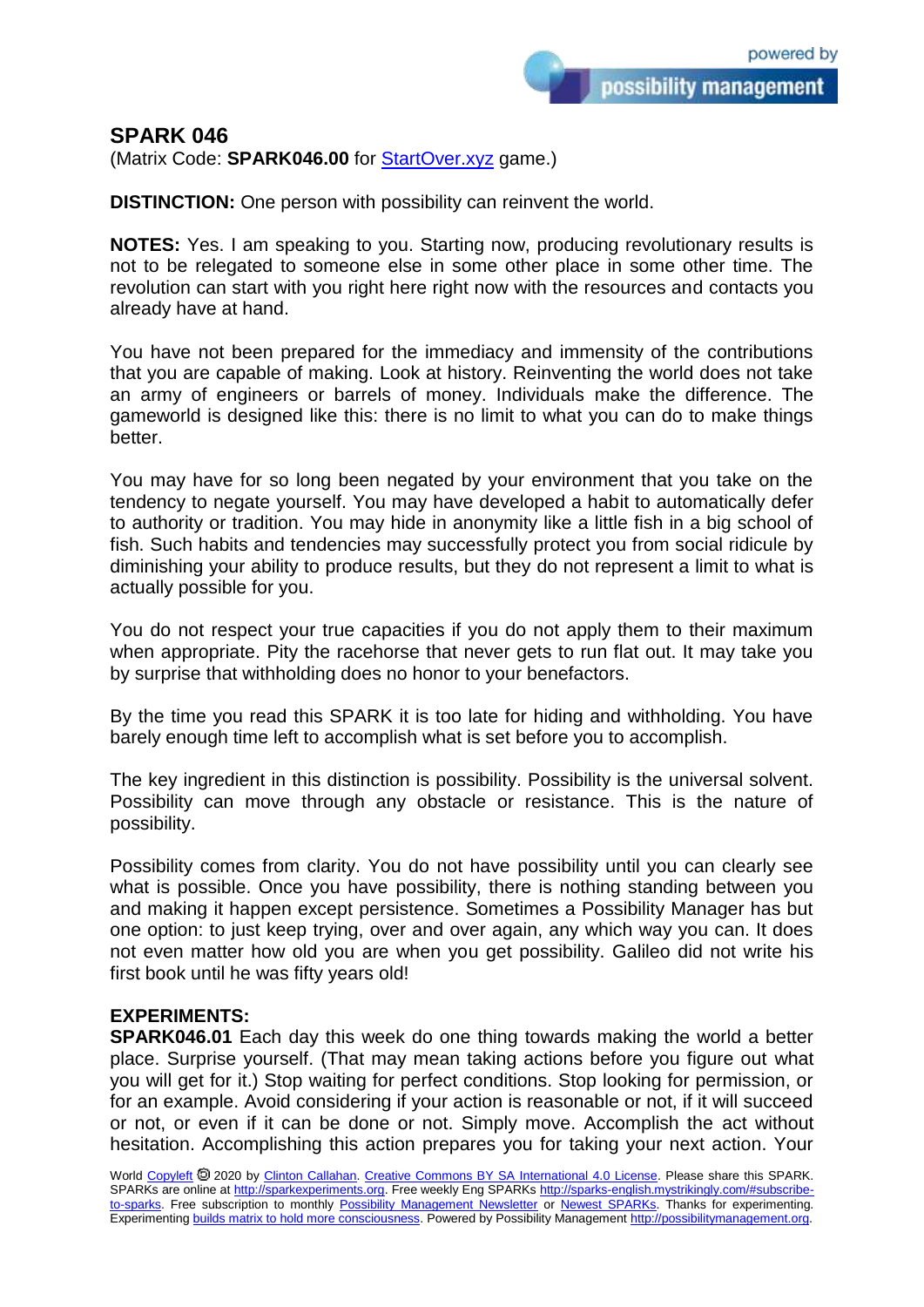# SPARK 046

(Matrix Code: **SPARK046.00** for [StartOver.xyz](StartOver.xyz) game.)

**DISTINCTION:** One person with possibility can reinvent the world.

**NOTES:** Yes. I am speaking to you. Starting now, producing revolutionary results is not to be relegated to someone else in some other place in some other time. The revolution can start with you right here right now with the resources and contacts you already have at hand.

You have not been prepared for the immediacy and immensity of the contributions that you are capable of making. Look at history. Reinventing the world does not take an army of engineers or barrels of money. Individuals make the difference. The gameworld is designed like this: there is no limit to what you can do to make things better.

You may have for so long been negated by your environment that you take on the tendency to negate yourself. You may have developed a habit to automatically defer to authority or tradition. You may hide in anonymity like a little fish in a big school of fish. Such habits and tendencies may successfully protect you from social ridicule by diminishing your ability to produce results, but they do not represent a limit to what is actually possible for you.

You do not respect your true capacities if you do not apply them to their maximum when appropriate. Pity the racehorse that never gets to run flat out. It may take you by surprise that withholding does no honor to your benefactors.

By the time you read this SPARK it is too late for hiding and withholding. You have barely enough time left to accomplish what is set before you to accomplish.

The key ingredient in this distinction is possibility. Possibility is the universal solvent. Possibility can move through any obstacle or resistance. This is the nature of possibility.

Possibility comes from clarity. You do not have possibility until you can clearly see what is possible. Once you have possibility, there is nothing standing between you and making it happen except persistence. Sometimes a Possibility Manager has but one option: to just keep trying, over and over again, any which way you can. It does not even matter how old you are when you get possibility. Galileo did not write his first book until he was fifty years old!

**EXPERIMENTS:**

**SPARK046.01** Each day this week do one thing towards making the world a better place. Surprise yourself. (That may mean taking actions before you figure out what you will get for it.) Stop waiting for perfect conditions. Stop looking for permission, or for an example. Avoid considering if your action is reasonable or not, if it will succeed or not, or even if it can be done or not. Simply move. Accomplish the act without hesitation. Accomplishing this action prepares you for taking your next action. Your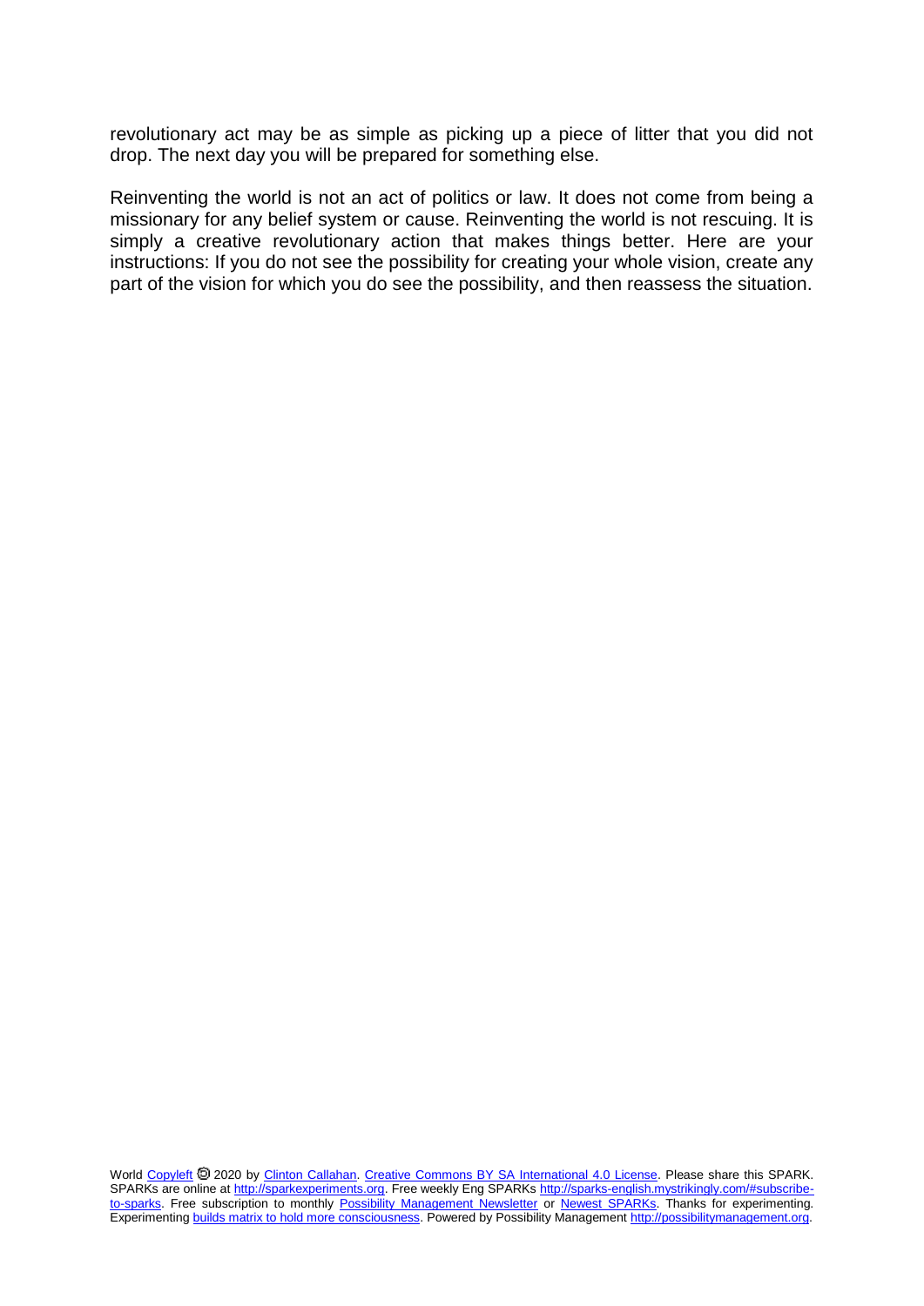revolutionary act may be as simple as picking up a piece of litter that you did not drop. The next day you will be prepared for something else.

Reinventing the world is not an act of politics or law. It does not come from being a missionary for any belief system or cause. Reinventing the world is not rescuing. It is simply a creative revolutionary action that makes things better. Here are your instructions: If you do not see the possibility for creating your whole vision, create any part of the vision for which you do see the possibility, and then reassess the situation.

World Copyleft 🄯 2020 by Clinton Callahan. Creative Commons BY SA International 4.0 License. Please share this SPARK. SPARKs are online at http://sparkexperiments.org. Free weekly Eng SPARKs http://sparks-english.mystrikingly.com/#subscribe-to-sparks. Free subscription to monthly Possibility Management Newsletter or Newest SPARKs. Thanks for experimenting. Experimenting builds matrix to hold more consciousness. Powered by Possibility Management http://possibilitymanagement.org.